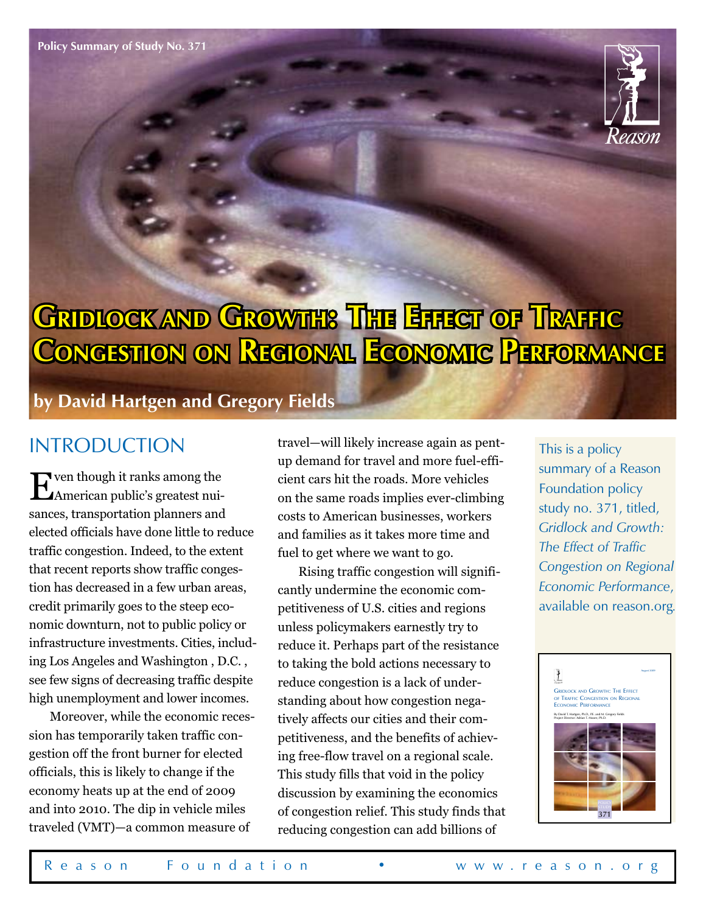Policy Summary of Study No. 371

# Gridlock and Growth: The Effect of Traffic Congestion on Regional Economic Performance

**by David Hartgen and Gregory Fields**

This is a policy summary of a Reason Foundation policy study no. 371, titled, *Gridlock and Growth: The Effect of Traffic Congestion on Regional Economic Performance*, available on reason.org.

## INTRODUCTION

Even though it ranks among the American public's greatest nuisances, transportation planners and elected officials have done little to reduce traffic congestion. Indeed, to the extent that recent reports show traffic congestion has decreased in a few urban areas, credit primarily goes to the steep economic downturn, not to public policy or infrastructure investments. Cities, including Los Angeles and Washington , D.C. , see few signs of decreasing traffic despite high unemployment and lower incomes.

Moreover, while the economic recession has temporarily taken traffic congestion off the front burner for elected officials, this is likely to change if the economy heats up at the end of 2009 and into 2010. The dip in vehicle miles traveled (VMT)—a common measure of travel—will likely increase again as pent-up demand for travel and more fuel-efficient cars hit the roads. More vehicles on the same roads implies ever-climbing costs to American businesses, workers and families as it takes more time and fuel to get where we want to go.

Rising traffic congestion will significantly undermine the economic competitiveness of U.S. cities and regions unless policymakers earnestly try to reduce it. Perhaps part of the resistance to taking the bold actions necessary to reduce congestion is a lack of understanding about how congestion negatively affects our cities and their competitiveness, and the benefits of achieving free-flow travel on a regional scale. This study fills that void in the policy discussion by examining the economics of congestion relief. This study finds that reducing congestion can add billions of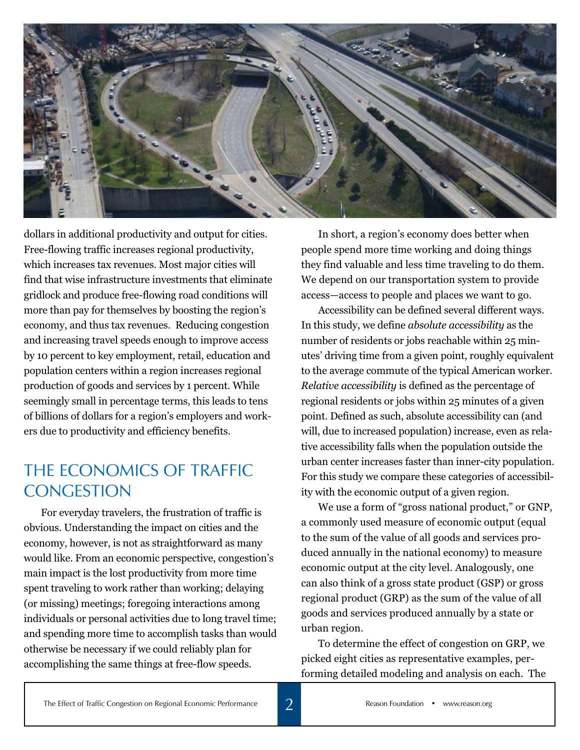dollars in additional productivity and output for cities. Free-flowing traffic increases regional productivity, which increases tax revenues. Most major cities will find that wise infrastructure investments that eliminate gridlock and produce free-flowing road conditions will more than pay for themselves by boosting the region's economy, and thus tax revenues. Reducing congestion and increasing travel speeds enough to improve access by 10 percent to key employment, retail, education and population centers within a region increases regional production of goods and services by 1 percent. While seemingly small in percentage terms, this leads to tens of billions of dollars for a region's employers and workers due to productivity and efficiency benefits.

## THE ECONOMICS OF TRAFFIC CONGESTION

For everyday travelers, the frustration of traffic is obvious. Understanding the impact on cities and the economy, however, is not as straightforward as many would like. From an economic perspective, congestion's main impact is the lost productivity from more time spent traveling to work rather than working; delaying (or missing) meetings; foregoing interactions among individuals or personal activities due to long travel time; and spending more time to accomplish tasks than would otherwise be necessary if we could reliably plan for accomplishing the same things at free-flow speeds.

In short, a region's economy does better when people spend more time working and doing things they find valuable and less time traveling to do them. We depend on our transportation system to provide access—access to people and places we want to go.

Accessibility can be defined several different ways. In this study, we define *absolute accessibility* as the number of residents or jobs reachable within 25 minutes' driving time from a given point, roughly equivalent to the average commute of the typical American worker. *Relative accessibility* is defined as the percentage of regional residents or jobs within 25 minutes of a given point. Defined as such, absolute accessibility can (and will, due to increased population) increase, even as relative accessibility falls when the population outside the urban center increases faster than inner-city population. For this study we compare these categories of accessibility with the economic output of a given region.

We use a form of "gross national product," or GNP, a commonly used measure of economic output (equal to the sum of the value of all goods and services produced annually in the national economy) to measure economic output at the city level. Analogously, one can also think of a gross state product (GSP) or gross regional product (GRP) as the sum of the value of all goods and services produced annually by a state or urban region.

To determine the effect of congestion on GRP, we picked eight cities as representative examples, performing detailed modeling and analysis on each. The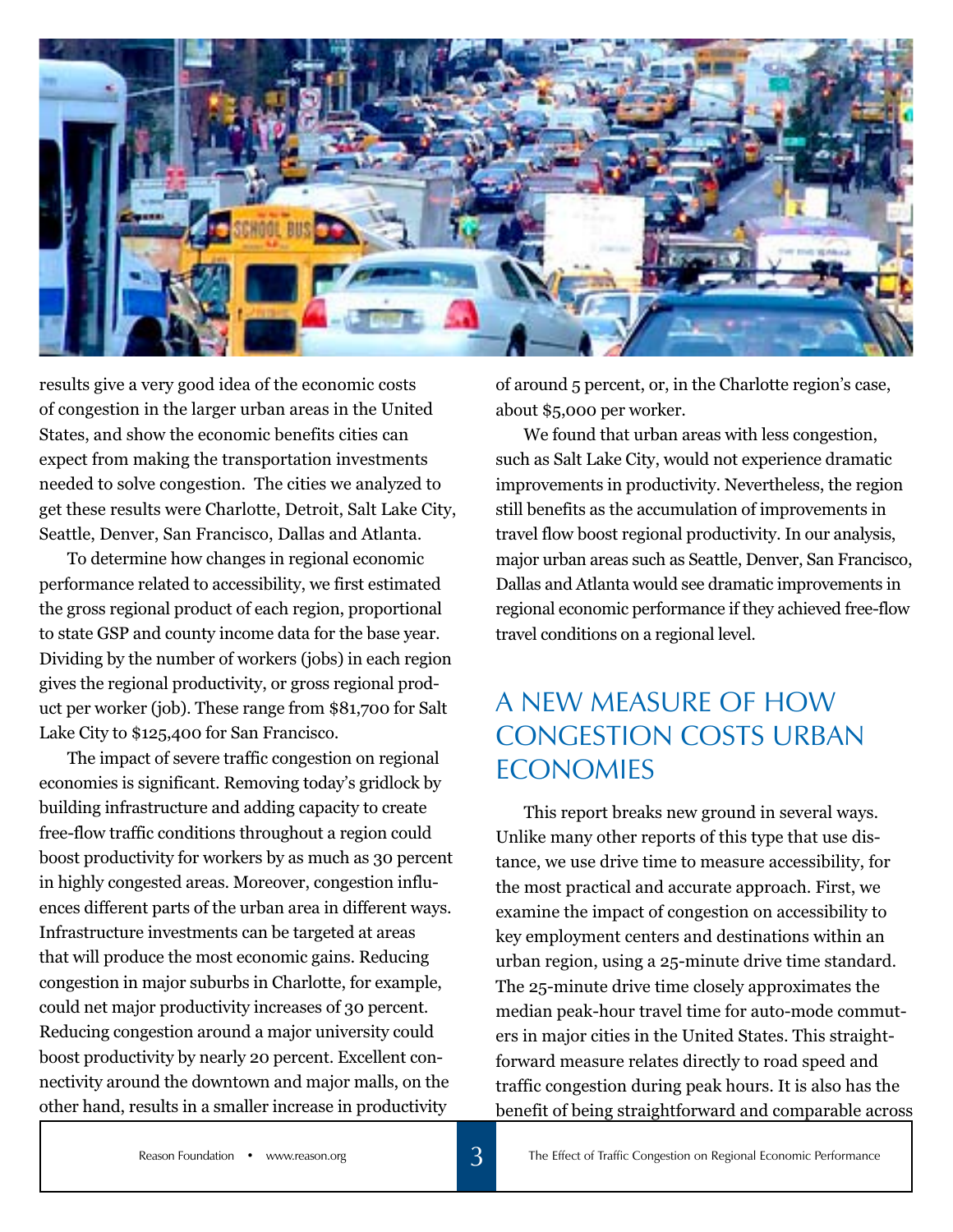results give a very good idea of the economic costs of congestion in the larger urban areas in the United States, and show the economic benefits cities can expect from making the transportation investments needed to solve congestion. The cities we analyzed to get these results were Charlotte, Detroit, Salt Lake City, Seattle, Denver, San Francisco, Dallas and Atlanta.

To determine how changes in regional economic performance related to accessibility, we first estimated the gross regional product of each region, proportional to state GSP and county income data for the base year. Dividing by the number of workers (jobs) in each region gives the regional productivity, or gross regional product per worker (job). These range from $81,700 for Salt Lake City to $125,400 for San Francisco.

The impact of severe traffic congestion on regional economies is significant. Removing today's gridlock by building infrastructure and adding capacity to create free-flow traffic conditions throughout a region could boost productivity for workers by as much as 30 percent in highly congested areas. Moreover, congestion influences different parts of the urban area in different ways. Infrastructure investments can be targeted at areas that will produce the most economic gains. Reducing congestion in major suburbs in Charlotte, for example, could net major productivity increases of 30 percent. Reducing congestion around a major university could boost productivity by nearly 20 percent. Excellent connectivity around the downtown and major malls, on the other hand, results in a smaller increase in productivity of around 5 percent, or, in the Charlotte region's case, about $5,000 per worker.

We found that urban areas with less congestion, such as Salt Lake City, would not experience dramatic improvements in productivity. Nevertheless, the region still benefits as the accumulation of improvements in travel flow boost regional productivity. In our analysis, major urban areas such as Seattle, Denver, San Francisco, Dallas and Atlanta would see dramatic improvements in regional economic performance if they achieved free-flow travel conditions on a regional level.

## A New Measure of How Congestion Costs Urban Economies

This report breaks new ground in several ways. Unlike many other reports of this type that use distance, we use drive time to measure accessibility, for the most practical and accurate approach. First, we examine the impact of congestion on accessibility to key employment centers and destinations within an urban region, using a 25-minute drive time standard. The 25-minute drive time closely approximates the median peak-hour travel time for auto-mode commuters in major cities in the United States. This straightforward measure relates directly to road speed and traffic congestion during peak hours. It is also has the benefit of being straightforward and comparable across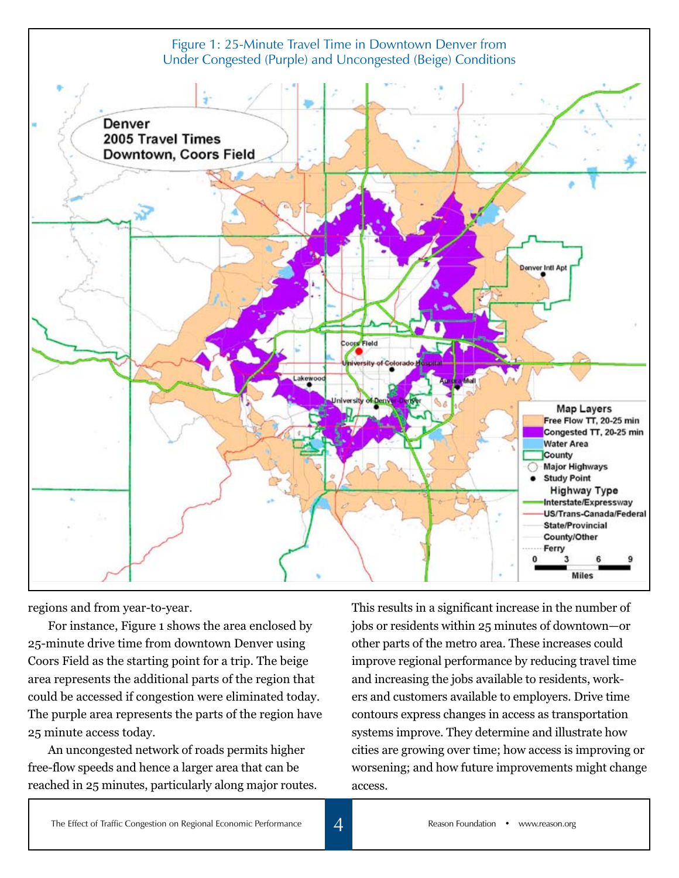Figure 1: 25-Minute Travel Time in Downtown Denver from Under Congested (Purple) and Uncongested (Beige) Conditions

regions and from year-to-year.

For instance, Figure 1 shows the area enclosed by 25-minute drive time from downtown Denver using Coors Field as the starting point for a trip. The beige area represents the additional parts of the region that could be accessed if congestion were eliminated today. The purple area represents the parts of the region have 25 minute access today.

An uncongested network of roads permits higher free-flow speeds and hence a larger area that can be reached in 25 minutes, particularly along major routes. This results in a significant increase in the number of jobs or residents within 25 minutes of downtown—or other parts of the metro area. These increases could improve regional performance by reducing travel time and increasing the jobs available to residents, workers and customers available to employers. Drive time contours express changes in access as transportation systems improve. They determine and illustrate how cities are growing over time; how access is improving or worsening; and how future improvements might change access.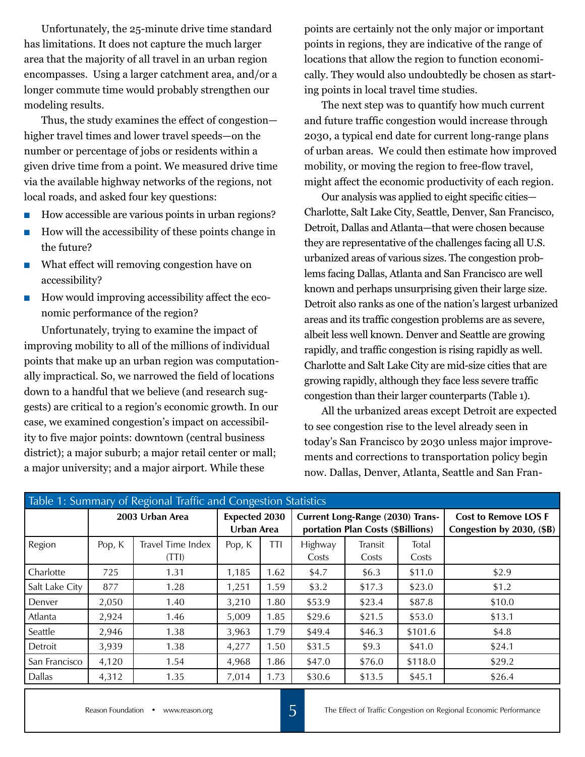Unfortunately, the 25-minute drive time standard has limitations. It does not capture the much larger area that the majority of all travel in an urban region encompasses. Using a larger catchment area, and/or a longer commute time would probably strengthen our modeling results.

Thus, the study examines the effect of congestion—higher travel times and lower travel speeds—on the number or percentage of jobs or residents within a given drive time from a point. We measured drive time via the available highway networks of the regions, not local roads, and asked four key questions:

- How accessible are various points in urban regions?
- How will the accessibility of these points change in the future?
- What effect will removing congestion have on accessibility?
- How would improving accessibility affect the economic performance of the region?

Unfortunately, trying to examine the impact of improving mobility to all of the millions of individual points that make up an urban region was computationally impractical. So, we narrowed the field of locations down to a handful that we believe (and research suggests) are critical to a region's economic growth. In our case, we examined congestion's impact on accessibility to five major points: downtown (central business district); a major suburb; a major retail center or mall; a major university; and a major airport. While these points are certainly not the only major or important points in regions, they are indicative of the range of locations that allow the region to function economically. They would also undoubtedly be chosen as starting points in local travel time studies.

The next step was to quantify how much current and future traffic congestion would increase through 2030, a typical end date for current long-range plans of urban areas. We could then estimate how improved mobility, or moving the region to free-flow travel, might affect the economic productivity of each region.

Our analysis was applied to eight specific cities—Charlotte, Salt Lake City, Seattle, Denver, San Francisco, Detroit, Dallas and Atlanta—that were chosen because they are representative of the challenges facing all U.S. urbanized areas of various sizes. The congestion problems facing Dallas, Atlanta and San Francisco are well known and perhaps unsurprising given their large size. Detroit also ranks as one of the nation's largest urbanized areas and its traffic congestion problems are as severe, albeit less well known. Denver and Seattle are growing rapidly, and traffic congestion is rising rapidly as well. Charlotte and Salt Lake City are mid-size cities that are growing rapidly, although they face less severe traffic congestion than their larger counterparts (Table 1).

All the urbanized areas except Detroit are expected to see congestion rise to the level already seen in today's San Francisco by 2030 unless major improvements and corrections to transportation policy begin now. Dallas, Denver, Atlanta, Seattle and San Fran-

**Table 1: Summary of Regional Traffic and Congestion Statistics**

| | **2003 Urban Area** | | **Expected 2030 Urban Area** | | **Current Long-Range (2030) Transportation Plan Costs ($Billions)** | | | **Cost to Remove LOS F Congestion by 2030, ($B)** |
|---|---|---|---|---|---|---|---|---|
| Region | Pop, K | Travel Time Index (TTI) | Pop, K | TTI | Highway Costs | Transit Costs | Total Costs | |
| Charlotte | 725 | 1.31 | 1,185 | 1.62 | $4.7 | $6.3 | $11.0 | $2.9 |
| Salt Lake City | 877 | 1.28 | 1,251 | 1.59 | $3.2 | $17.3 | $23.0 | $1.2 |
| Denver | 2,050 | 1.40 | 3,210 | 1.80 | $53.9 | $23.4 | $87.8 | $10.0 |
| Atlanta | 2,924 | 1.46 | 5,009 | 1.85 | $29.6 | $21.5 | $53.0 | $13.1 |
| Seattle | 2,946 | 1.38 | 3,963 | 1.79 | $49.4 | $46.3 | $101.6 | $4.8 |
| Detroit | 3,939 | 1.38 | 4,277 | 1.50 | $31.5 | $9.3 | $41.0 | $24.1 |
| San Francisco | 4,120 | 1.54 | 4,968 | 1.86 | $47.0 | $76.0 | $118.0 | $29.2 |
| Dallas | 4,312 | 1.35 | 7,014 | 1.73 | $30.6 | $13.5 | $45.1 | $26.4 |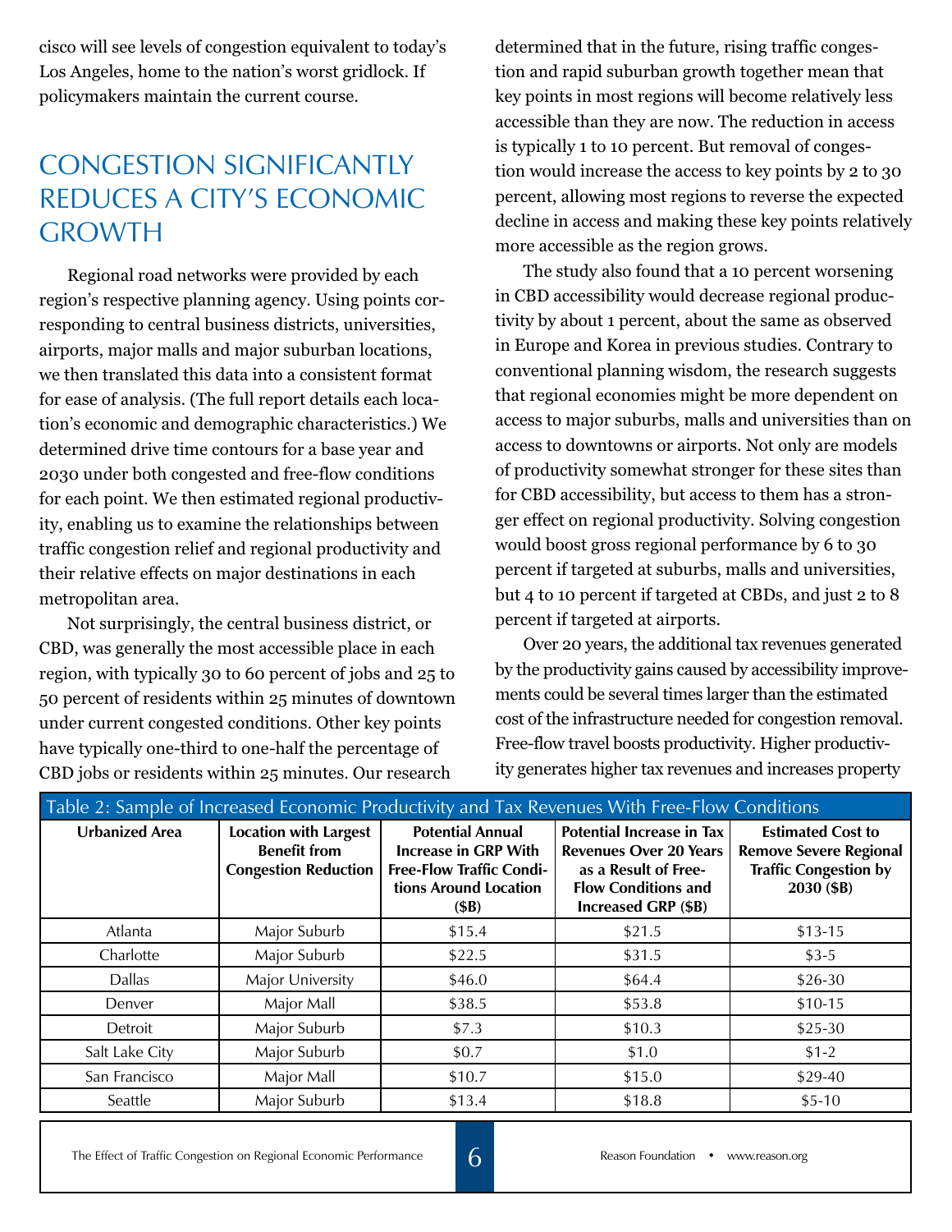cisco will see levels of congestion equivalent to today's Los Angeles, home to the nation's worst gridlock. If policymakers maintain the current course.

## CONGESTION SIGNIFICANTLY REDUCES A CITY'S ECONOMIC GROWTH

Regional road networks were provided by each region's respective planning agency. Using points corresponding to central business districts, universities, airports, major malls and major suburban locations, we then translated this data into a consistent format for ease of analysis. (The full report details each location's economic and demographic characteristics.) We determined drive time contours for a base year and 2030 under both congested and free-flow conditions for each point. We then estimated regional productivity, enabling us to examine the relationships between traffic congestion relief and regional productivity and their relative effects on major destinations in each metropolitan area.

Not surprisingly, the central business district, or CBD, was generally the most accessible place in each region, with typically 30 to 60 percent of jobs and 25 to 50 percent of residents within 25 minutes of downtown under current congested conditions. Other key points have typically one-third to one-half the percentage of CBD jobs or residents within 25 minutes. Our research determined that in the future, rising traffic congestion and rapid suburban growth together mean that key points in most regions will become relatively less accessible than they are now. The reduction in access is typically 1 to 10 percent. But removal of congestion would increase the access to key points by 2 to 30 percent, allowing most regions to reverse the expected decline in access and making these key points relatively more accessible as the region grows.

The study also found that a 10 percent worsening in CBD accessibility would decrease regional productivity by about 1 percent, about the same as observed in Europe and Korea in previous studies. Contrary to conventional planning wisdom, the research suggests that regional economies might be more dependent on access to major suburbs, malls and universities than on access to downtowns or airports. Not only are models of productivity somewhat stronger for these sites than for CBD accessibility, but access to them has a stronger effect on regional productivity. Solving congestion would boost gross regional performance by 6 to 30 percent if targeted at suburbs, malls and universities, but 4 to 10 percent if targeted at CBDs, and just 2 to 8 percent if targeted at airports.

Over 20 years, the additional tax revenues generated by the productivity gains caused by accessibility improvements could be several times larger than the estimated cost of the infrastructure needed for congestion removal. Free-flow travel boosts productivity. Higher productivity generates higher tax revenues and increases property

Table 2: Sample of Increased Economic Productivity and Tax Revenues With Free-Flow Conditions

| Urbanized Area | Location with Largest Benefit from Congestion Reduction | Potential Annual Increase in GRP With Free-Flow Traffic Conditions Around Location ($B) | Potential Increase in Tax Revenues Over 20 Years as a Result of Free-Flow Conditions and Increased GRP ($B) | Estimated Cost to Remove Severe Regional Traffic Congestion by 2030 ($B) |
|---|---|---|---|---|
| Atlanta | Major Suburb | $15.4 | $21.5 | $13-15 |
| Charlotte | Major Suburb | $22.5 | $31.5 | $3-5 |
| Dallas | Major University | $46.0 | $64.4 | $26-30 |
| Denver | Major Mall | $38.5 | $53.8 | $10-15 |
| Detroit | Major Suburb | $7.3 | $10.3 | $25-30 |
| Salt Lake City | Major Suburb | $0.7 | $1.0 | $1-2 |
| San Francisco | Major Mall | $10.7 | $15.0 | $29-40 |
| Seattle | Major Suburb | $13.4 | $18.8 | $5-10 |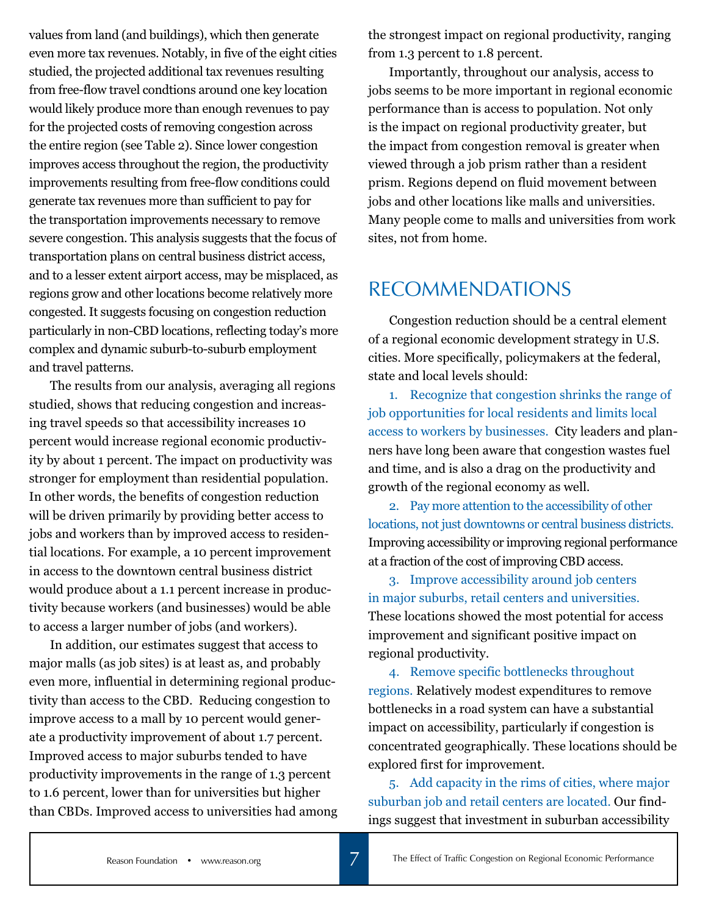values from land (and buildings), which then generate even more tax revenues. Notably, in five of the eight cities studied, the projected additional tax revenues resulting from free-flow travel condtions around one key location would likely produce more than enough revenues to pay for the projected costs of removing congestion across the entire region (see Table 2). Since lower congestion improves access throughout the region, the productivity improvements resulting from free-flow conditions could generate tax revenues more than sufficient to pay for the transportation improvements necessary to remove severe congestion. This analysis suggests that the focus of transportation plans on central business district access, and to a lesser extent airport access, may be misplaced, as regions grow and other locations become relatively more congested. It suggests focusing on congestion reduction particularly in non-CBD locations, reflecting today's more complex and dynamic suburb-to-suburb employment and travel patterns.

The results from our analysis, averaging all regions studied, shows that reducing congestion and increasing travel speeds so that accessibility increases 10 percent would increase regional economic productivity by about 1 percent. The impact on productivity was stronger for employment than residential population. In other words, the benefits of congestion reduction will be driven primarily by providing better access to jobs and workers than by improved access to residential locations. For example, a 10 percent improvement in access to the downtown central business district would produce about a 1.1 percent increase in productivity because workers (and businesses) would be able to access a larger number of jobs (and workers).

In addition, our estimates suggest that access to major malls (as job sites) is at least as, and probably even more, influential in determining regional productivity than access to the CBD. Reducing congestion to improve access to a mall by 10 percent would generate a productivity improvement of about 1.7 percent. Improved access to major suburbs tended to have productivity improvements in the range of 1.3 percent to 1.6 percent, lower than for universities but higher than CBDs. Improved access to universities had among the strongest impact on regional productivity, ranging from 1.3 percent to 1.8 percent.

Importantly, throughout our analysis, access to jobs seems to be more important in regional economic performance than is access to population. Not only is the impact on regional productivity greater, but the impact from congestion removal is greater when viewed through a job prism rather than a resident prism. Regions depend on fluid movement between jobs and other locations like malls and universities. Many people come to malls and universities from work sites, not from home.

## RECOMMENDATIONS

Congestion reduction should be a central element of a regional economic development strategy in U.S. cities. More specifically, policymakers at the federal, state and local levels should:

1. Recognize that congestion shrinks the range of job opportunities for local residents and limits local access to workers by businesses. City leaders and planners have long been aware that congestion wastes fuel and time, and is also a drag on the productivity and growth of the regional economy as well.

2. Pay more attention to the accessibility of other locations, not just downtowns or central business districts. Improving accessibility or improving regional performance at a fraction of the cost of improving CBD access.

3. Improve accessibility around job centers in major suburbs, retail centers and universities. These locations showed the most potential for access improvement and significant positive impact on regional productivity.

4. Remove specific bottlenecks throughout regions. Relatively modest expenditures to remove bottlenecks in a road system can have a substantial impact on accessibility, particularly if congestion is concentrated geographically. These locations should be explored first for improvement.

5. Add capacity in the rims of cities, where major suburban job and retail centers are located. Our findings suggest that investment in suburban accessibility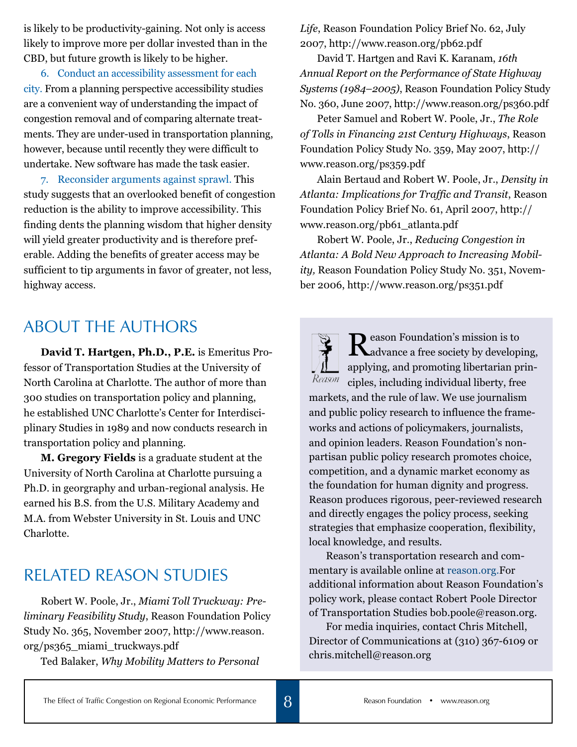is likely to be productivity-gaining. Not only is access likely to improve more per dollar invested than in the CBD, but future growth is likely to be higher.

6. Conduct an accessibility assessment for each city. From a planning perspective accessibility studies are a convenient way of understanding the impact of congestion removal and of comparing alternate treatments. They are under-used in transportation planning, however, because until recently they were difficult to undertake. New software has made the task easier.

7. Reconsider arguments against sprawl. This study suggests that an overlooked benefit of congestion reduction is the ability to improve accessibility. This finding dents the planning wisdom that higher density will yield greater productivity and is therefore preferable. Adding the benefits of greater access may be sufficient to tip arguments in favor of greater, not less, highway access.

## ABOUT THE AUTHORS

**David T. Hartgen, Ph.D., P.E.** is Emeritus Professor of Transportation Studies at the University of North Carolina at Charlotte. The author of more than 300 studies on transportation policy and planning, he established UNC Charlotte's Center for Interdisciplinary Studies in 1989 and now conducts research in transportation policy and planning.

**M. Gregory Fields** is a graduate student at the University of North Carolina at Charlotte pursuing a Ph.D. in georgraphy and urban-regional analysis. He earned his B.S. from the U.S. Military Academy and M.A. from Webster University in St. Louis and UNC Charlotte.

## RELATED REASON STUDIES

Robert W. Poole, Jr., *Miami Toll Truckway: Preliminary Feasibility Study*, Reason Foundation Policy Study No. 365, November 2007, http://www.reason.org/ps365_miami_truckways.pdf

Ted Balaker, *Why Mobility Matters to Personal Life*, Reason Foundation Policy Brief No. 62, July 2007, http://www.reason.org/pb62.pdf

David T. Hartgen and Ravi K. Karanam, *16th Annual Report on the Performance of State Highway Systems (1984–2005)*, Reason Foundation Policy Study No. 360, June 2007, http://www.reason.org/ps360.pdf

Peter Samuel and Robert W. Poole, Jr., *The Role of Tolls in Financing 21st Century Highways*, Reason Foundation Policy Study No. 359, May 2007, http://www.reason.org/ps359.pdf

Alain Bertaud and Robert W. Poole, Jr., *Density in Atlanta: Implications for Traffic and Transit*, Reason Foundation Policy Brief No. 61, April 2007, http://www.reason.org/pb61_atlanta.pdf

Robert W. Poole, Jr., *Reducing Congestion in Atlanta: A Bold New Approach to Increasing Mobility,* Reason Foundation Policy Study No. 351, November 2006, http://www.reason.org/ps351.pdf

Reason

Reason Foundation's mission is to advance a free society by developing, applying, and promoting libertarian principles, including individual liberty, free markets, and the rule of law. We use journalism and public policy research to influence the frameworks and actions of policymakers, journalists, and opinion leaders. Reason Foundation's nonpartisan public policy research promotes choice, competition, and a dynamic market economy as the foundation for human dignity and progress. Reason produces rigorous, peer-reviewed research and directly engages the policy process, seeking strategies that emphasize cooperation, flexibility, local knowledge, and results.

Reason's transportation research and commentary is available online at reason.org.For additional information about Reason Foundation's policy work, please contact Robert Poole Director of Transportation Studies bob.poole@reason.org.

For media inquiries, contact Chris Mitchell, Director of Communications at (310) 367-6109 or chris.mitchell@reason.org